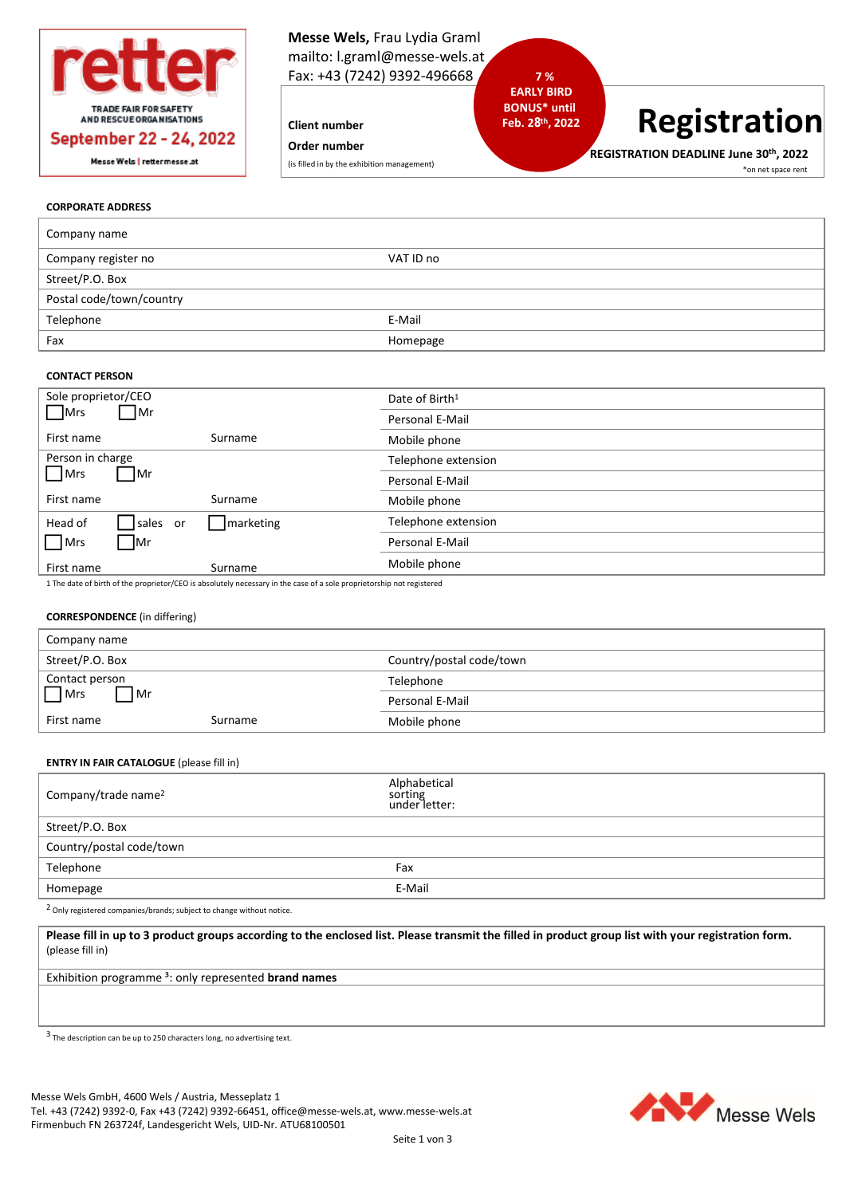**retter**
TRADE FAIR FOR SAFETY AND RESCUE ORGANISATIONS
**September 22 - 24, 2022**
Messe Wels | rettermesse.at

**Messe Wels,** Frau Lydia Graml
mailto: l.graml@messe-wels.at
Fax: +43 (7242) 9392-496668

**7 % EARLY BIRD BONUS* until Feb. 28th, 2022**

**Client number**

**Order number**

(is filled in by the exhibition management)

# Registration

**REGISTRATION DEADLINE June 30th, 2022**

*on net space rent

**CORPORATE ADDRESS**

| | |
|---|---|
| Company name | |
| Company register no | VAT ID no |
| Street/P.O. Box | |
| Postal code/town/country | |
| Telephone | E-Mail |
| Fax | Homepage |

**CONTACT PERSON**

| | | |
|---|---|---|
| Sole proprietor/CEO ☐ Mrs ☐ Mr | | Date of Birth[1] |
| | | Personal E-Mail |
| First name | Surname | Mobile phone |
| Person in charge ☐ Mrs ☐ Mr | | Telephone extension |
| | | Personal E-Mail |
| First name | Surname | Mobile phone |
| Head of ☐ sales or ☐ marketing | | Telephone extension |
| ☐ Mrs ☐ Mr | | Personal E-Mail |
| First name | Surname | Mobile phone |

1 The date of birth of the proprietor/CEO is absolutely necessary in the case of a sole proprietorship not registered

**CORRESPONDENCE** (in differing)

| | | |
|---|---|---|
| Company name | | |
| Street/P.O. Box | | Country/postal code/town |
| Contact person ☐ Mrs ☐ Mr | | Telephone |
| | | Personal E-Mail |
| First name | Surname | Mobile phone |

**ENTRY IN FAIR CATALOGUE** (please fill in)

| | |
|---|---|
| Company/trade name[2] | Alphabetical sorting under letter: |
| Street/P.O. Box | |
| Country/postal code/town | |
| Telephone | Fax |
| Homepage | E-Mail |

[2] Only registered companies/brands; subject to change without notice.

**Please fill in up to 3 product groups according to the enclosed list. Please transmit the filled in product group list with your registration form.** (please fill in)

Exhibition programme [3]: only represented **brand names**

[3] The description can be up to 250 characters long, no advertising text.

Messe Wels GmbH, 4600 Wels / Austria, Messeplatz 1
Tel. +43 (7242) 9392-0, Fax +43 (7242) 9392-66451, office@messe-wels.at, www.messe-wels.at
Firmenbuch FN 263724f, Landesgericht Wels, UID-Nr. ATU68100501

Messe Wels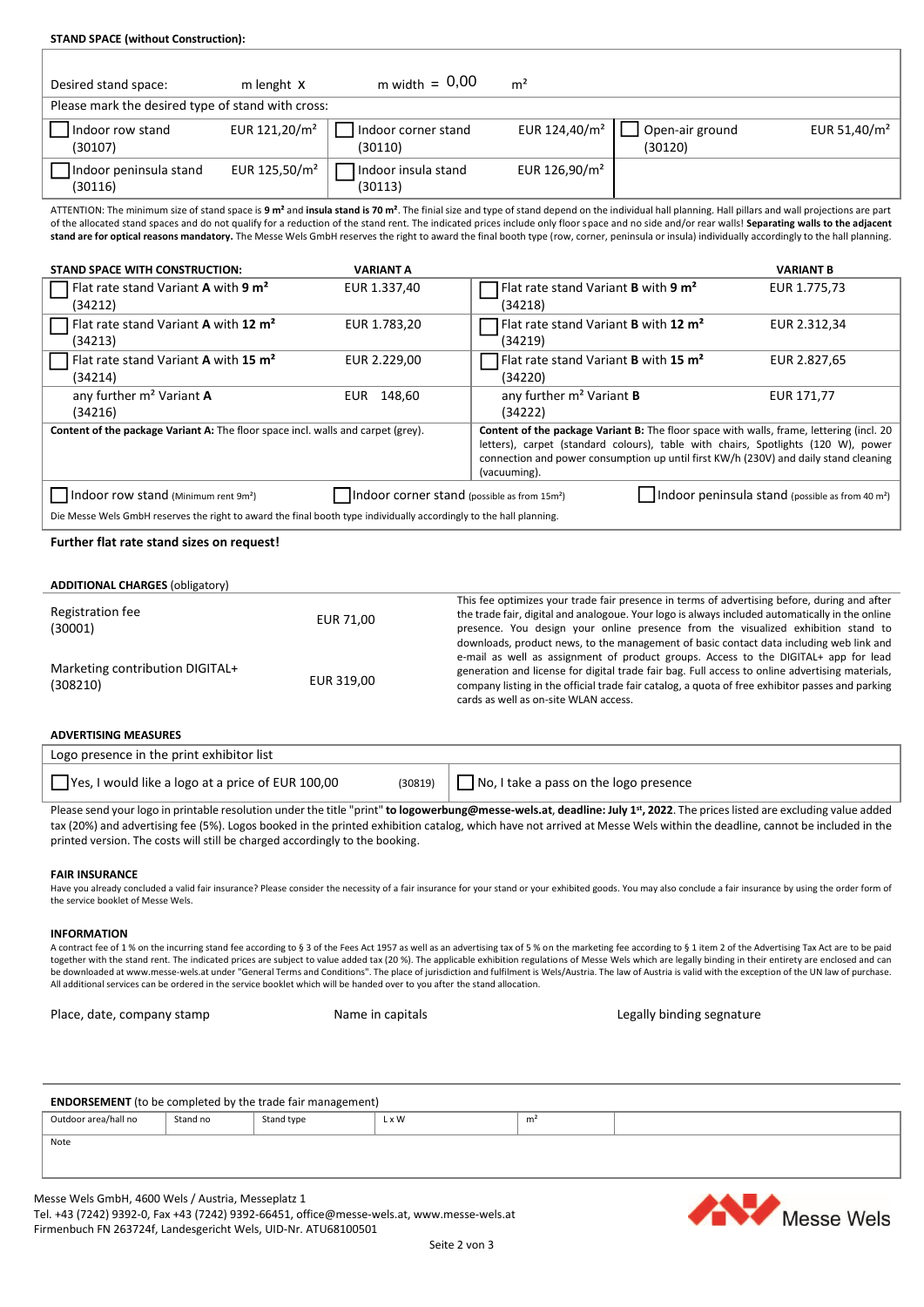**STAND SPACE (without Construction):**

| Desired stand space: | m lenght x | m width = 0,00 | m² | | |
|---|---|---|---|---|---|
| Please mark the desired type of stand with cross: | | | | | |
| ☐ Indoor row stand (30107) | EUR 121,20/m² | ☐ Indoor corner stand (30110) | EUR 124,40/m² | ☐ Open-air ground (30120) | EUR 51,40/m² |
| ☐ Indoor peninsula stand (30116) | EUR 125,50/m² | ☐ Indoor insula stand (30113) | EUR 126,90/m² | | |

ATTENTION: The minimum size of stand space is **9 m²** and **insula stand is 70 m²**. The finial size and type of stand depend on the individual hall planning. Hall pillars and wall projections are part of the allocated stand spaces and do not qualify for a reduction of the stand rent. The indicated prices include only floor space and no side and/or rear walls! **Separating walls to the adjacent stand are for optical reasons mandatory.** The Messe Wels GmbH reserves the right to award the final booth type (row, corner, peninsula or insula) individually accordingly to the hall planning.

| STAND SPACE WITH CONSTRUCTION: | VARIANT A | | VARIANT B |
|---|---|---|---|
| ☐ Flat rate stand Variant **A** with **9 m²** (34212) | EUR 1.337,40 | ☐ Flat rate stand Variant **B** with **9 m²** (34218) | EUR 1.775,73 |
| ☐ Flat rate stand Variant **A** with **12 m²** (34213) | EUR 1.783,20 | ☐ Flat rate stand Variant **B** with **12 m²** (34219) | EUR 2.312,34 |
| ☐ Flat rate stand Variant **A** with **15 m²** (34214) | EUR 2.229,00 | ☐ Flat rate stand Variant **B** with **15 m²** (34220) | EUR 2.827,65 |
| any further m² Variant **A** (34216) | EUR 148,60 | any further m² Variant **B** (34222) | EUR 171,77 |
| **Content of the package Variant A:** The floor space incl. walls and carpet (grey). | | **Content of the package Variant B:** The floor space with walls, frame, lettering (incl. 20 letters), carpet (standard colours), table with chairs, Spotlights (120 W), power connection and power consumption up until first KW/h (230V) and daily stand cleaning (vacuuming). | |

☐ Indoor row stand (Minimum rent 9m²) ☐ Indoor corner stand (possible as from 15m²) ☐ Indoor peninsula stand (possible as from 40 m²)

Die Messe Wels GmbH reserves the right to award the final booth type individually accordingly to the hall planning.

**Further flat rate stand sizes on request!**

**ADDITIONAL CHARGES** (obligatory)

| | | |
|---|---|---|
| Registration fee (30001) | EUR 71,00 | This fee optimizes your trade fair presence in terms of advertising before, during and after the trade fair, digital and analogoue. Your logo is always included automatically in the online presence. You design your online presence from the visualized exhibition stand to downloads, product news, to the management of basic contact data including web link and e-mail as well as assignment of product groups. Access to the DIGITAL+ app for lead generation and license for digital trade fair bag. Full access to online advertising materials, company listing in the official trade fair catalog, a quota of free exhibitor passes and parking cards as well as on-site WLAN access. |
| Marketing contribution DIGITAL+ (308210) | EUR 319,00 | |

**ADVERTISING MEASURES**

| Logo presence in the print exhibitor list | | |
|---|---|---|
| ☐ Yes, I would like a logo at a price of EUR 100,00 | (30819) | ☐ No, I take a pass on the logo presence |

Please send your logo in printable resolution under the title "print" **to logowerbung@messe-wels.at**, **deadline: July 1st, 2022**. The prices listed are excluding value added tax (20%) and advertising fee (5%). Logos booked in the printed exhibition catalog, which have not arrived at Messe Wels within the deadline, cannot be included in the printed version. The costs will still be charged accordingly to the booking.

**FAIR INSURANCE**

Have you already concluded a valid fair insurance? Please consider the necessity of a fair insurance for your stand or your exhibited goods. You may also conclude a fair insurance by using the order form of the service booklet of Messe Wels.

**INFORMATION**

A contract fee of 1 % on the incurring stand fee according to § 3 of the Fees Act 1957 as well as an advertising tax of 5 % on the marketing fee according to § 1 item 2 of the Advertising Tax Act are to be paid together with the stand rent. The indicated prices are subject to value added tax (20 %). The applicable exhibition regulations of Messe Wels which are legally binding in their entirety are enclosed and can be downloaded at www.messe-wels.at under "General Terms and Conditions". The place of jurisdiction and fulfilment is Wels/Austria. The law of Austria is valid with the exception of the UN law of purchase. All additional services can be ordered in the service booklet which will be handed over to you after the stand allocation.

Place, date, company stamp | Name in capitals | Legally binding segnature

**ENDORSEMENT** (to be completed by the trade fair management)

| Outdoor area/hall no | Stand no | Stand type | L x W | m² | |
|---|---|---|---|---|---|
| Note | | | | | |

Messe Wels GmbH, 4600 Wels / Austria, Messeplatz 1
Tel. +43 (7242) 9392-0, Fax +43 (7242) 9392-66451, office@messe-wels.at, www.messe-wels.at
Firmenbuch FN 263724f, Landesgericht Wels, UID-Nr. ATU68100501

Messe Wels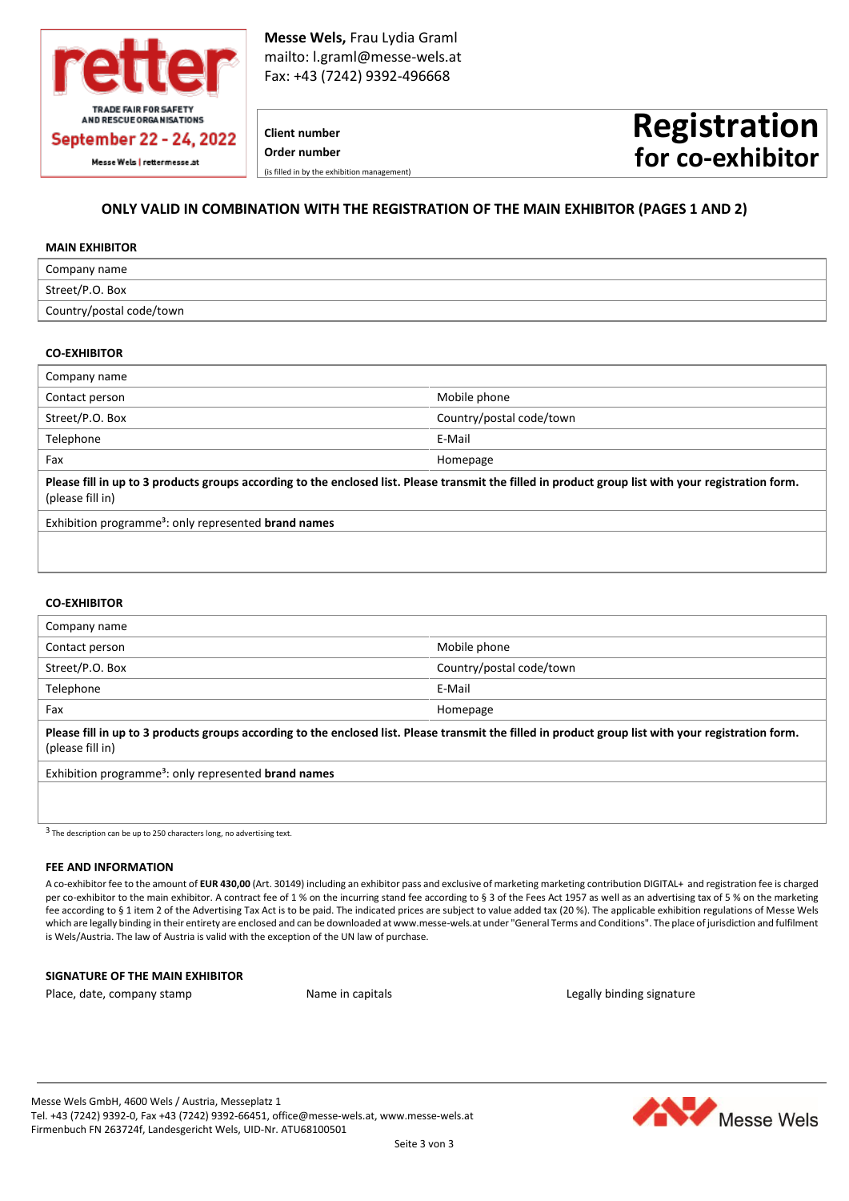retter
TRADE FAIR FOR SAFETY AND RESCUE ORGANISATIONS
September 22 - 24, 2022
Messe Wels | rettermesse.at

**Messe Wels,** Frau Lydia Graml
mailto: l.graml@messe-wels.at
Fax: +43 (7242) 9392-496668

**Client number**
**Order number**
(is filled in by the exhibition management)

# Registration for co-exhibitor

### ONLY VALID IN COMBINATION WITH THE REGISTRATION OF THE MAIN EXHIBITOR (PAGES 1 AND 2)

**MAIN EXHIBITOR**

| Company name |
|---|
| Street/P.O. Box |
| Country/postal code/town |

**CO-EXHIBITOR**

| Company name | |
|---|---|
| Contact person | Mobile phone |
| Street/P.O. Box | Country/postal code/town |
| Telephone | E-Mail |
| Fax | Homepage |

**Please fill in up to 3 products groups according to the enclosed list. Please transmit the filled in product group list with your registration form.** (please fill in)

Exhibition programme[3]: only represented **brand names**

**CO-EXHIBITOR**

| Company name | |
|---|---|
| Contact person | Mobile phone |
| Street/P.O. Box | Country/postal code/town |
| Telephone | E-Mail |
| Fax | Homepage |

**Please fill in up to 3 products groups according to the enclosed list. Please transmit the filled in product group list with your registration form.** (please fill in)

Exhibition programme[3]: only represented **brand names**

[3] The description can be up to 250 characters long, no advertising text.

**FEE AND INFORMATION**

A co-exhibitor fee to the amount of **EUR 430,00** (Art. 30149) including an exhibitor pass and exclusive of marketing marketing contribution DIGITAL+ and registration fee is charged per co-exhibitor to the main exhibitor. A contract fee of 1 % on the incurring stand fee according to § 3 of the Fees Act 1957 as well as an advertising tax of 5 % on the marketing fee according to § 1 item 2 of the Advertising Tax Act is to be paid. The indicated prices are subject to value added tax (20 %). The applicable exhibition regulations of Messe Wels which are legally binding in their entirety are enclosed and can be downloaded at www.messe-wels.at under "General Terms and Conditions". The place of jurisdiction and fulfilment is Wels/Austria. The law of Austria is valid with the exception of the UN law of purchase.

**SIGNATURE OF THE MAIN EXHIBITOR**

Place, date, company stamp | Name in capitals | Legally binding signature

Messe Wels GmbH, 4600 Wels / Austria, Messeplatz 1
Tel. +43 (7242) 9392-0, Fax +43 (7242) 9392-66451, office@messe-wels.at, www.messe-wels.at
Firmenbuch FN 263724f, Landesgericht Wels, UID-Nr. ATU68100501

Messe Wels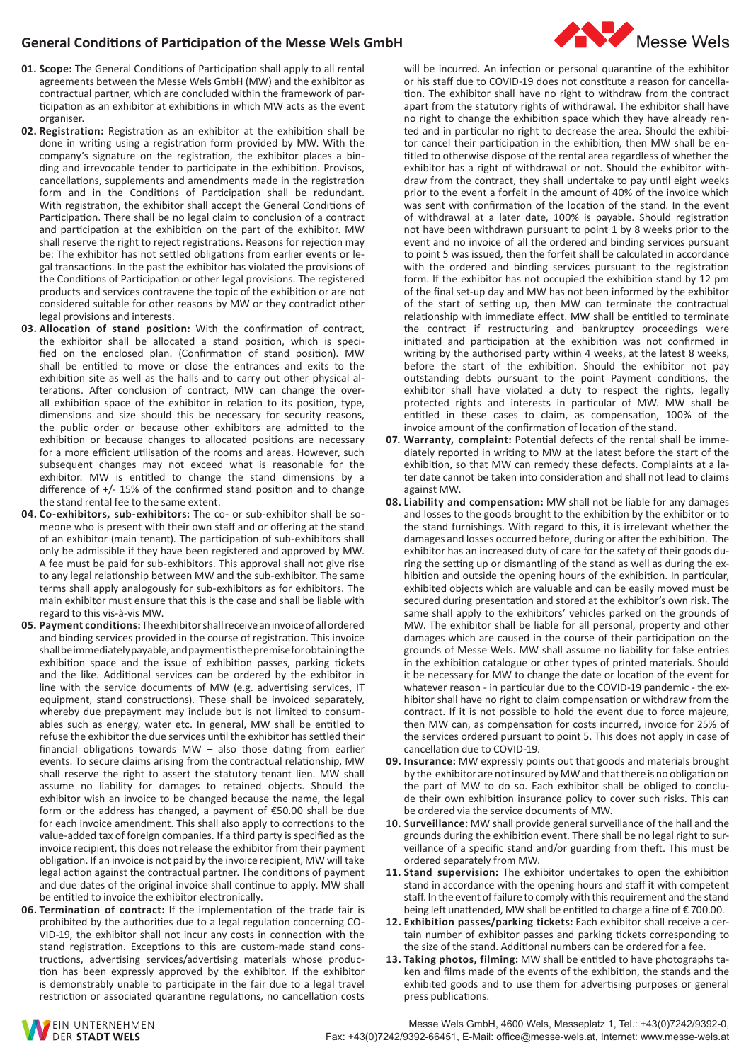# General Conditions of Participation of the Messe Wels GmbH

**01. Scope:** The General Conditions of Participation shall apply to all rental agreements between the Messe Wels GmbH (MW) and the exhibitor as contractual partner, which are concluded within the framework of participation as an exhibitor at exhibitions in which MW acts as the event organiser.

**02. Registration:** Registration as an exhibitor at the exhibition shall be done in writing using a registration form provided by MW. With the company's signature on the registration, the exhibitor places a binding and irrevocable tender to participate in the exhibition. Provisos, cancellations, supplements and amendments made in the registration form and in the Conditions of Participation shall be redundant. With registration, the exhibitor shall accept the General Conditions of Participation. There shall be no legal claim to conclusion of a contract and participation at the exhibition on the part of the exhibitor. MW shall reserve the right to reject registrations. Reasons for rejection may be: The exhibitor has not settled obligations from earlier events or legal transactions. In the past the exhibitor has violated the provisions of the Conditions of Participation or other legal provisions. The registered products and services contravene the topic of the exhibition or are not considered suitable for other reasons by MW or they contradict other legal provisions and interests.

**03. Allocation of stand position:** With the confirmation of contract, the exhibitor shall be allocated a stand position, which is specified on the enclosed plan. (Confirmation of stand position). MW shall be entitled to move or close the entrances and exits to the exhibition site as well as the halls and to carry out other physical alterations. After conclusion of contract, MW can change the overall exhibition space of the exhibitor in relation to its position, type, dimensions and size should this be necessary for security reasons, the public order or because other exhibitors are admitted to the exhibition or because changes to allocated positions are necessary for a more efficient utilisation of the rooms and areas. However, such subsequent changes may not exceed what is reasonable for the exhibitor. MW is entitled to change the stand dimensions by a difference of +/- 15% of the confirmed stand position and to change the stand rental fee to the same extent.

**04. Co-exhibitors, sub-exhibitors:** The co- or sub-exhibitor shall be someone who is present with their own staff and or offering at the stand of an exhibitor (main tenant). The participation of sub-exhibitors shall only be admissible if they have been registered and approved by MW. A fee must be paid for sub-exhibitors. This approval shall not give rise to any legal relationship between MW and the sub-exhibitor. The same terms shall apply analogously for sub-exhibitors as for exhibitors. The main exhibitor must ensure that this is the case and shall be liable with regard to this vis-à-vis MW.

**05. Payment conditions:** The exhibitor shall receive an invoice of all ordered and binding services provided in the course of registration. This invoice shall be immediately payable, and payment is the premise for obtaining the exhibition space and the issue of exhibition passes, parking tickets and the like. Additional services can be ordered by the exhibitor in line with the service documents of MW (e.g. advertising services, IT equipment, stand constructions). These shall be invoiced separately, whereby due prepayment may include but is not limited to consumables such as energy, water etc. In general, MW shall be entitled to refuse the exhibitor the due services until the exhibitor has settled their financial obligations towards MW – also those dating from earlier events. To secure claims arising from the contractual relationship, MW shall reserve the right to assert the statutory tenant lien. MW shall assume no liability for damages to retained objects. Should the exhibitor wish an invoice to be changed because the name, the legal form or the address has changed, a payment of €50.00 shall be due for each invoice amendment. This shall also apply to corrections to the value-added tax of foreign companies. If a third party is specified as the invoice recipient, this does not release the exhibitor from their payment obligation. If an invoice is not paid by the invoice recipient, MW will take legal action against the contractual partner. The conditions of payment and due dates of the original invoice shall continue to apply. MW shall be entitled to invoice the exhibitor electronically.

**06. Termination of contract:** If the implementation of the trade fair is prohibited by the authorities due to a legal regulation concerning COVID-19, the exhibitor shall not incur any costs in connection with the stand registration. Exceptions to this are custom-made stand constructions, advertising services/advertising materials whose production has been expressly approved by the exhibitor. If the exhibitor is demonstrably unable to participate in the fair due to a legal travel restriction or associated quarantine regulations, no cancellation costs will be incurred. An infection or personal quarantine of the exhibitor or his staff due to COVID-19 does not constitute a reason for cancellation. The exhibitor shall have no right to withdraw from the contract apart from the statutory rights of withdrawal. The exhibitor shall have no right to change the exhibition space which they have already rented and in particular no right to decrease the area. Should the exhibitor cancel their participation in the exhibition, then MW shall be entitled to otherwise dispose of the rental area regardless of whether the exhibitor has a right of withdrawal or not. Should the exhibitor withdraw from the contract, they shall undertake to pay until eight weeks prior to the event a forfeit in the amount of 40% of the invoice which was sent with confirmation of the location of the stand. In the event of withdrawal at a later date, 100% is payable. Should registration not have been withdrawn pursuant to point 1 by 8 weeks prior to the event and no invoice of all the ordered and binding services pursuant to point 5 was issued, then the forfeit shall be calculated in accordance with the ordered and binding services pursuant to the registration form. If the exhibitor has not occupied the exhibition stand by 12 pm of the final set-up day and MW has not been informed by the exhibitor of the start of setting up, then MW can terminate the contractual relationship with immediate effect. MW shall be entitled to terminate the contract if restructuring and bankruptcy proceedings were initiated and participation at the exhibition was not confirmed in writing by the authorised party within 4 weeks, at the latest 8 weeks, before the start of the exhibition. Should the exhibitor not pay outstanding debts pursuant to the point Payment conditions, the exhibitor shall have violated a duty to respect the rights, legally protected rights and interests in particular of MW. MW shall be entitled in these cases to claim, as compensation, 100% of the invoice amount of the confirmation of location of the stand.

**07. Warranty, complaint:** Potential defects of the rental shall be immediately reported in writing to MW at the latest before the start of the exhibition, so that MW can remedy these defects. Complaints at a later date cannot be taken into consideration and shall not lead to claims against MW.

**08. Liability and compensation:** MW shall not be liable for any damages and losses to the goods brought to the exhibition by the exhibitor or to the stand furnishings. With regard to this, it is irrelevant whether the damages and losses occurred before, during or after the exhibition. The exhibitor has an increased duty of care for the safety of their goods during the setting up or dismantling of the stand as well as during the exhibition and outside the opening hours of the exhibition. In particular, exhibited objects which are valuable and can be easily moved must be secured during presentation and stored at the exhibitor's own risk. The same shall apply to the exhibitors' vehicles parked on the grounds of MW. The exhibitor shall be liable for all personal, property and other damages which are caused in the course of their participation on the grounds of Messe Wels. MW shall assume no liability for false entries in the exhibition catalogue or other types of printed materials. Should it be necessary for MW to change the date or location of the event for whatever reason - in particular due to the COVID-19 pandemic - the exhibitor shall have no right to claim compensation or withdraw from the contract. If it is not possible to hold the event due to force majeure, then MW can, as compensation for costs incurred, invoice for 25% of the services ordered pursuant to point 5. This does not apply in case of cancellation due to COVID-19.

**09. Insurance:** MW expressly points out that goods and materials brought by the exhibitor are not insured by MW and that there is no obligation on the part of MW to do so. Each exhibitor shall be obliged to conclude their own exhibition insurance policy to cover such risks. This can be ordered via the service documents of MW.

**10. Surveillance:** MW shall provide general surveillance of the hall and the grounds during the exhibition event. There shall be no legal right to surveillance of a specific stand and/or guarding from theft. This must be ordered separately from MW.

**11. Stand supervision:** The exhibitor undertakes to open the exhibition stand in accordance with the opening hours and staff it with competent staff. In the event of failure to comply with this requirement and the stand being left unattended, MW shall be entitled to charge a fine of € 700.00.

**12. Exhibition passes/parking tickets:** Each exhibitor shall receive a certain number of exhibition passes and parking tickets corresponding to the size of the stand. Additional numbers can be ordered for a fee.

**13. Taking photos, filming:** MW shall be entitled to have photographs taken and films made of the events of the exhibition, the stands and the exhibited goods and to use them for advertising purposes or general press publications.

Messe Wels GmbH, 4600 Wels, Messeplatz 1, Tel.: +43(0)7242/9392-0,
Fax: +43(0)7242/9392-66451, E-Mail: office@messe-wels.at, Internet: www.messe-wels.at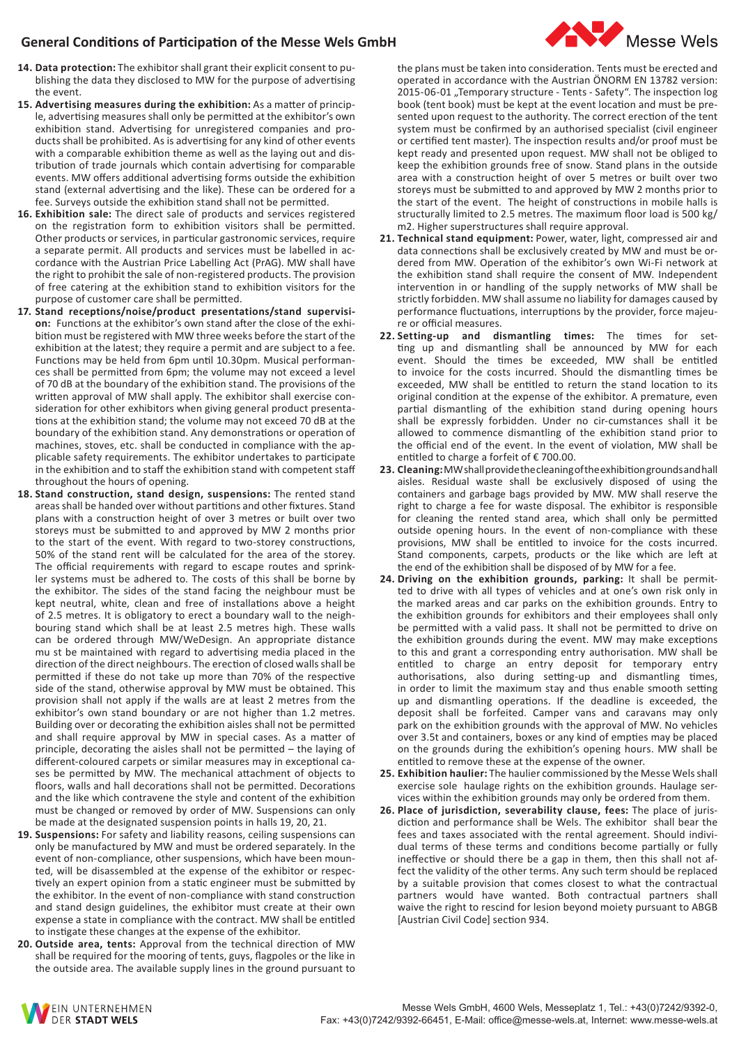# General Conditions of Participation of the Messe Wels GmbH

**14. Data protection:** The exhibitor shall grant their explicit consent to publishing the data they disclosed to MW for the purpose of advertising the event.

**15. Advertising measures during the exhibition:** As a matter of principle, advertising measures shall only be permitted at the exhibitor's own exhibition stand. Advertising for unregistered companies and products shall be prohibited. As is advertising for any kind of other events with a comparable exhibition theme as well as the laying out and distribution of trade journals which contain advertising for comparable events. MW offers additional advertising forms outside the exhibition stand (external advertising and the like). These can be ordered for a fee. Surveys outside the exhibition stand shall not be permitted.

**16. Exhibition sale:** The direct sale of products and services registered on the registration form to exhibition visitors shall be permitted. Other products or services, in particular gastronomic services, require a separate permit. All products and services must be labelled in accordance with the Austrian Price Labelling Act (PrAG). MW shall have the right to prohibit the sale of non-registered products. The provision of free catering at the exhibition stand to exhibition visitors for the purpose of customer care shall be permitted.

**17. Stand receptions/noise/product presentations/stand supervision:** Functions at the exhibitor's own stand after the close of the exhibition must be registered with MW three weeks before the start of the exhibition at the latest; they require a permit and are subject to a fee. Functions may be held from 6pm until 10.30pm. Musical performances shall be permitted from 6pm; the volume may not exceed a level of 70 dB at the boundary of the exhibition stand. The provisions of the written approval of MW shall apply. The exhibitor shall exercise consideration for other exhibitors when giving general product presentations at the exhibition stand; the volume may not exceed 70 dB at the boundary of the exhibition stand. Any demonstrations or operation of machines, stoves, etc. shall be conducted in compliance with the applicable safety requirements. The exhibitor undertakes to participate in the exhibition and to staff the exhibition stand with competent staff throughout the hours of opening.

**18. Stand construction, stand design, suspensions:** The rented stand areas shall be handed over without partitions and other fixtures. Stand plans with a construction height of over 3 metres or built over two storeys must be submitted to and approved by MW 2 months prior to the start of the event. With regard to two-storey constructions, 50% of the stand rent will be calculated for the area of the storey. The official requirements with regard to escape routes and sprinkler systems must be adhered to. The costs of this shall be borne by the exhibitor. The sides of the stand facing the neighbour must be kept neutral, white, clean and free of installations above a height of 2.5 metres. It is obligatory to erect a boundary wall to the neighbouring stand which shall be at least 2.5 metres high. These walls can be ordered through MW/WeDesign. An appropriate distance mu st be maintained with regard to advertising media placed in the direction of the direct neighbours. The erection of closed walls shall be permitted if these do not take up more than 70% of the respective side of the stand, otherwise approval by MW must be obtained. This provision shall not apply if the walls are at least 2 metres from the exhibitor's own stand boundary or are not higher than 1.2 metres. Building over or decorating the exhibition aisles shall not be permitted and shall require approval by MW in special cases. As a matter of principle, decorating the aisles shall not be permitted – the laying of different-coloured carpets or similar measures may in exceptional cases be permitted by MW. The mechanical attachment of objects to floors, walls and hall decorations shall not be permitted. Decorations and the like which contravene the style and content of the exhibition must be changed or removed by order of MW. Suspensions can only be made at the designated suspension points in halls 19, 20, 21.

**19. Suspensions:** For safety and liability reasons, ceiling suspensions can only be manufactured by MW and must be ordered separately. In the event of non-compliance, other suspensions, which have been mounted, will be disassembled at the expense of the exhibitor or respectively an expert opinion from a static engineer must be submitted by the exhibitor. In the event of non-compliance with stand construction and stand design guidelines, the exhibitor must create at their own expense a state in compliance with the contract. MW shall be entitled to instigate these changes at the expense of the exhibitor.

**20. Outside area, tents:** Approval from the technical direction of MW shall be required for the mooring of tents, guys, flagpoles or the like in the outside area. The available supply lines in the ground pursuant to the plans must be taken into consideration. Tents must be erected and operated in accordance with the Austrian ÖNORM EN 13782 version: 2015-06-01 „Temporary structure - Tents - Safety". The inspection log book (tent book) must be kept at the event location and must be presented upon request to the authority. The correct erection of the tent system must be confirmed by an authorised specialist (civil engineer or certified tent master). The inspection results and/or proof must be kept ready and presented upon request. MW shall not be obliged to keep the exhibition grounds free of snow. Stand plans in the outside area with a construction height of over 5 metres or built over two storeys must be submitted to and approved by MW 2 months prior to the start of the event. The height of constructions in mobile halls is structurally limited to 2.5 metres. The maximum floor load is 500 kg/m2. Higher superstructures shall require approval.

**21. Technical stand equipment:** Power, water, light, compressed air and data connections shall be exclusively created by MW and must be ordered from MW. Operation of the exhibitor's own Wi-Fi network at the exhibition stand shall require the consent of MW. Independent intervention in or handling of the supply networks of MW shall be strictly forbidden. MW shall assume no liability for damages caused by performance fluctuations, interruptions by the provider, force majeure or official measures.

**22. Setting-up and dismantling times:** The times for setting up and dismantling shall be announced by MW for each event. Should the times be exceeded, MW shall be entitled to invoice for the costs incurred. Should the dismantling times be exceeded, MW shall be entitled to return the stand location to its original condition at the expense of the exhibitor. A premature, even partial dismantling of the exhibition stand during opening hours shall be expressly forbidden. Under no cir-cumstances shall it be allowed to commence dismantling of the exhibition stand prior to the official end of the event. In the event of violation, MW shall be entitled to charge a forfeit of € 700.00.

**23. Cleaning:** MW shall provide the cleaning of the exhibition grounds and hall aisles. Residual waste shall be exclusively disposed of using the containers and garbage bags provided by MW. MW shall reserve the right to charge a fee for waste disposal. The exhibitor is responsible for cleaning the rented stand area, which shall only be permitted outside opening hours. In the event of non-compliance with these provisions, MW shall be entitled to invoice for the costs incurred. Stand components, carpets, products or the like which are left at the end of the exhibition shall be disposed of by MW for a fee.

**24. Driving on the exhibition grounds, parking:** It shall be permitted to drive with all types of vehicles and at one's own risk only in the marked areas and car parks on the exhibition grounds. Entry to the exhibition grounds for exhibitors and their employees shall only be permitted with a valid pass. It shall not be permitted to drive on the exhibition grounds during the event. MW may make exceptions to this and grant a corresponding entry authorisation. MW shall be entitled to charge an entry deposit for temporary entry authorisations, also during setting-up and dismantling times, in order to limit the maximum stay and thus enable smooth setting up and dismantling operations. If the deadline is exceeded, the deposit shall be forfeited. Camper vans and caravans may only park on the exhibition grounds with the approval of MW. No vehicles over 3.5t and containers, boxes or any kind of empties may be placed on the grounds during the exhibition's opening hours. MW shall be entitled to remove these at the expense of the owner.

**25. Exhibition haulier:** The haulier commissioned by the Messe Wels shall exercise sole haulage rights on the exhibition grounds. Haulage services within the exhibition grounds may only be ordered from them.

**26. Place of jurisdiction, severability clause, fees:** The place of jurisdiction and performance shall be Wels. The exhibitor shall bear the fees and taxes associated with the rental agreement. Should individual terms of these terms and conditions become partially or fully ineffective or should there be a gap in them, then this shall not affect the validity of the other terms. Any such term should be replaced by a suitable provision that comes closest to what the contractual partners would have wanted. Both contractual partners shall waive the right to rescind for lesion beyond moiety pursuant to ABGB [Austrian Civil Code] section 934.

EIN UNTERNEHMEN DER STADT WELS

Messe Wels GmbH, 4600 Wels, Messeplatz 1, Tel.: +43(0)7242/9392-0, Fax: +43(0)7242/9392-66451, E-Mail: office@messe-wels.at, Internet: www.messe-wels.at